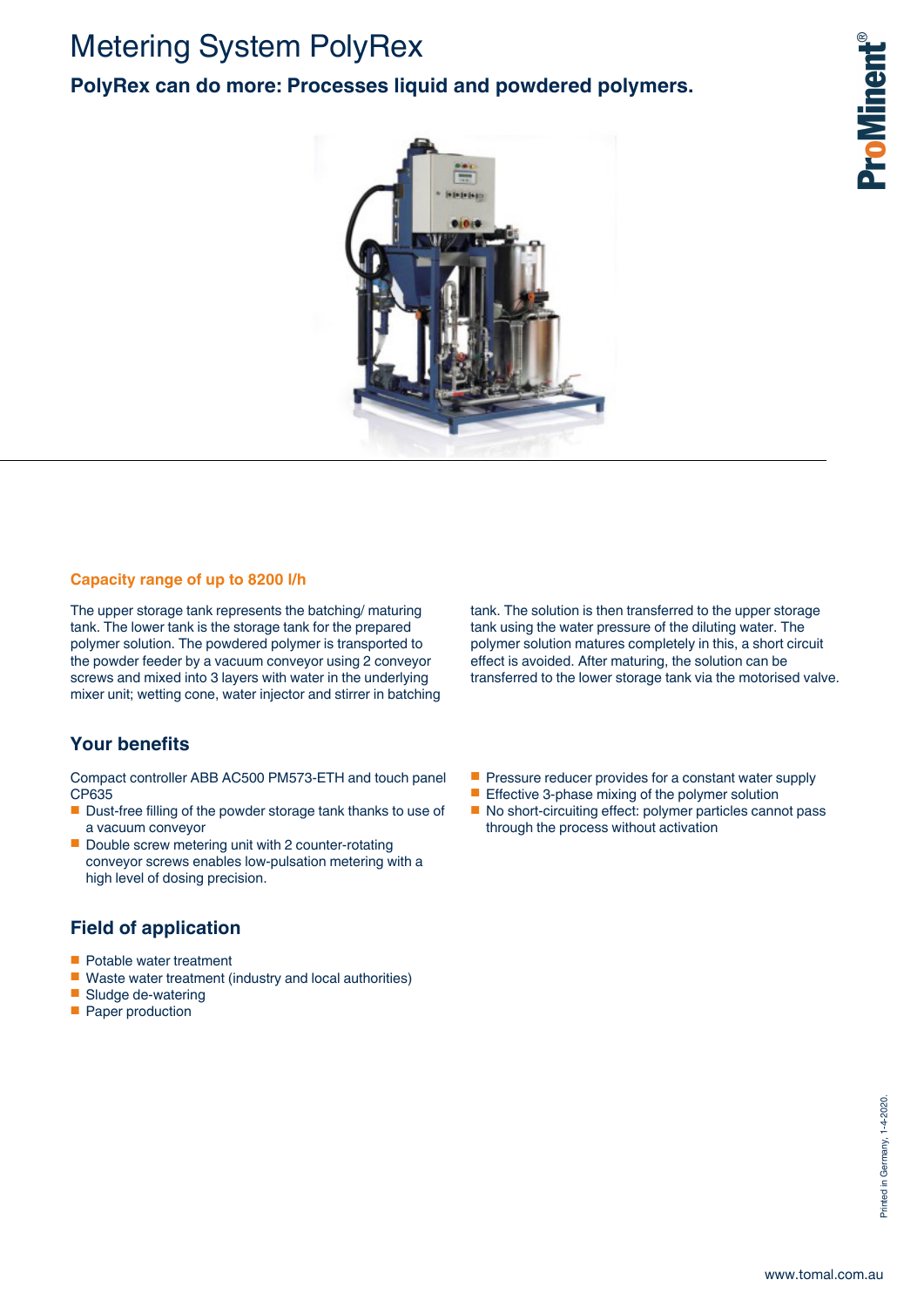# Metering System PolyRex

**PolyRex can do more: Processes liquid and powdered polymers.**

### Capacity range of up to 8200 l/h

The upper storage tank represents the batching/ maturing tank. The lower tank is the storage tank for the prepared polymer solution. The powdered polymer is transported to the powder feeder by a vacuum conveyor using 2 conveyor screws and mixed into 3 layers with water in the underlying mixer unit; wetting cone, water injector and stirrer in batching tank. The solution is then transferred to the upper storage tank using the water pressure of the diluting water. The polymer solution matures completely in this, a short circuit effect is avoided. After maturing, the solution can be transferred to the lower storage tank via the motorised valve.

## Your benefits

Compact controller ABB AC500 PM573-ETH and touch panel CP635

- Dust-free filling of the powder storage tank thanks to use of a vacuum conveyor
- Double screw metering unit with 2 counter-rotating conveyor screws enables low-pulsation metering with a high level of dosing precision.
- Pressure reducer provides for a constant water supply
- Effective 3-phase mixing of the polymer solution
- No short-circuiting effect: polymer particles cannot pass through the process without activation

## Field of application

- Potable water treatment
- Waste water treatment (industry and local authorities)
- Sludge de-watering
- Paper production

Printed in Germany, 1-4-2020.

www.tomal.com.au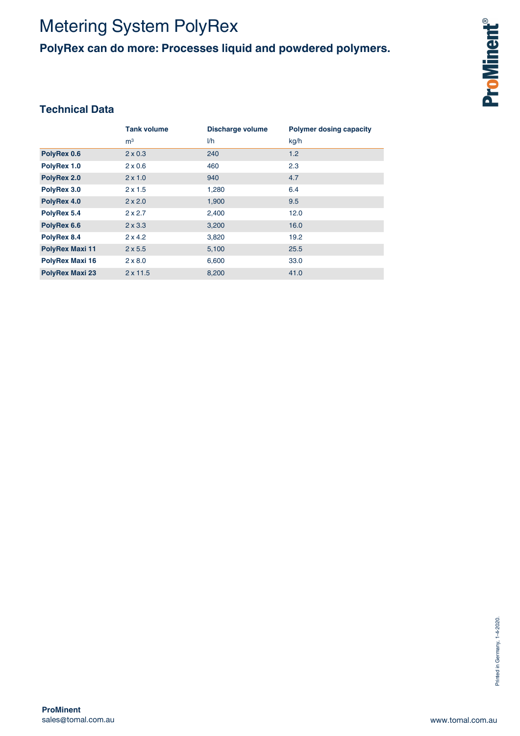# Metering System PolyRex

**PolyRex can do more: Processes liquid and powdered polymers.**

## Technical Data

| | Tank volume | Discharge volume | Polymer dosing capacity |
|---|---|---|---|
| | $m^3$ | l/h | kg/h |
| **PolyRex 0.6** | 2 x 0.3 | 240 | 1.2 |
| **PolyRex 1.0** | 2 x 0.6 | 460 | 2.3 |
| **PolyRex 2.0** | 2 x 1.0 | 940 | 4.7 |
| **PolyRex 3.0** | 2 x 1.5 | 1,280 | 6.4 |
| **PolyRex 4.0** | 2 x 2.0 | 1,900 | 9.5 |
| **PolyRex 5.4** | 2 x 2.7 | 2,400 | 12.0 |
| **PolyRex 6.6** | 2 x 3.3 | 3,200 | 16.0 |
| **PolyRex 8.4** | 2 x 4.2 | 3,820 | 19.2 |
| **PolyRex Maxi 11** | 2 x 5.5 | 5,100 | 25.5 |
| **PolyRex Maxi 16** | 2 x 8.0 | 6,600 | 33.0 |
| **PolyRex Maxi 23** | 2 x 11.5 | 8,200 | 41.0 |

Printed in Germany, 1-4-2020.

**ProMinent**
sales@tomal.com.au

www.tomal.com.au